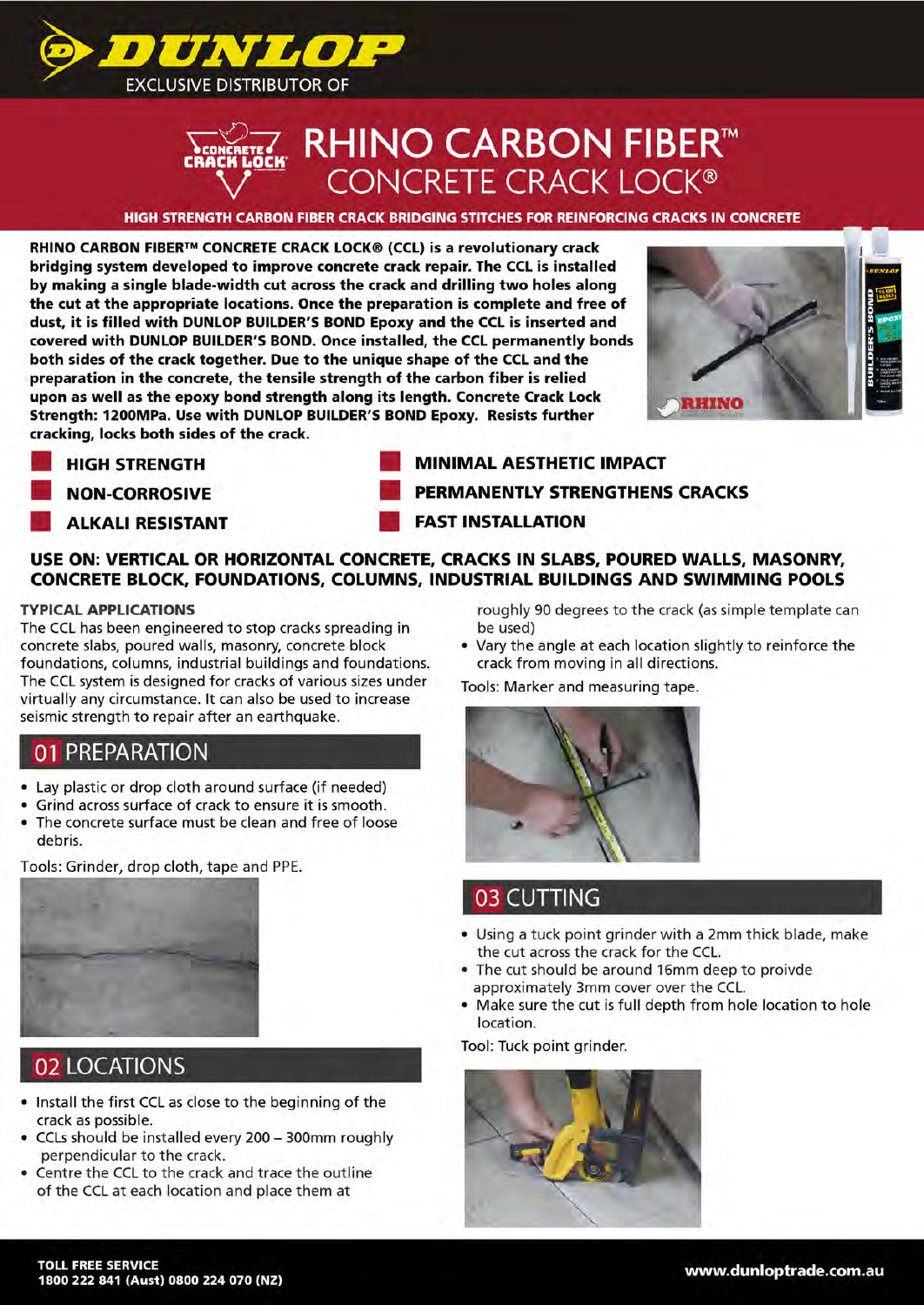# DUNLOP

EXCLUSIVE DISTRIBUTOR OF

# RHINO CARBON FIBER™ CONCRETE CRACK LOCK®

**HIGH STRENGTH CARBON FIBER CRACK BRIDGING STITCHES FOR REINFORCING CRACKS IN CONCRETE**

**RHINO CARBON FIBER™ CONCRETE CRACK LOCK® (CCL) is a revolutionary crack bridging system developed to improve concrete crack repair. The CCL is installed by making a single blade-width cut across the crack and drilling two holes along the cut at the appropriate locations. Once the preparation is complete and free of dust, it is filled with DUNLOP BUILDER'S BOND Epoxy and the CCL is inserted and covered with DUNLOP BUILDER'S BOND. Once installed, the CCL permanently bonds both sides of the crack together. Due to the unique shape of the CCL and the preparation in the concrete, the tensile strength of the carbon fiber is relied upon as well as the epoxy bond strength along its length. Concrete Crack Lock Strength: 1200MPa. Use with DUNLOP BUILDER'S BOND Epoxy. Resists further cracking, locks both sides of the crack.**

- **HIGH STRENGTH**
- **NON-CORROSIVE**
- **ALKALI RESISTANT**
- **MINIMAL AESTHETIC IMPACT**
- **PERMANENTLY STRENGTHENS CRACKS**
- **FAST INSTALLATION**

**USE ON: VERTICAL OR HORIZONTAL CONCRETE, CRACKS IN SLABS, POURED WALLS, MASONRY, CONCRETE BLOCK, FOUNDATIONS, COLUMNS, INDUSTRIAL BUILDINGS AND SWIMMING POOLS**

### TYPICAL APPLICATIONS

The CCL has been engineered to stop cracks spreading in concrete slabs, poured walls, masonry, concrete block foundations, columns, industrial buildings and foundations. The CCL system is designed for cracks of various sizes under virtually any circumstance. It can also be used to increase seismic strength to repair after an earthquake.

## 01 PREPARATION

- Lay plastic or drop cloth around surface (if needed)
- Grind across surface of crack to ensure it is smooth.
- The concrete surface must be clean and free of loose debris.

Tools: Grinder, drop cloth, tape and PPE.

## 02 LOCATIONS

- Install the first CCL as close to the beginning of the crack as possible.
- CCLs should be installed every 200 – 300mm roughly perpendicular to the crack.
- Centre the CCL to the crack and trace the outline of the CCL at each location and place them at roughly 90 degrees to the crack (as simple template can be used)
- Vary the angle at each location slightly to reinforce the crack from moving in all directions.

Tools: Marker and measuring tape.

## 03 CUTTING

- Using a tuck point grinder with a 2mm thick blade, make the cut across the crack for the CCL.
- The cut should be around 16mm deep to proivde approximately 3mm cover over the CCL.
- Make sure the cut is full depth from hole location to hole location.

Tool: Tuck point grinder.

**TOLL FREE SERVICE**
**1800 222 841 (Aust) 0800 224 070 (NZ)**

**www.dunloptrade.com.au**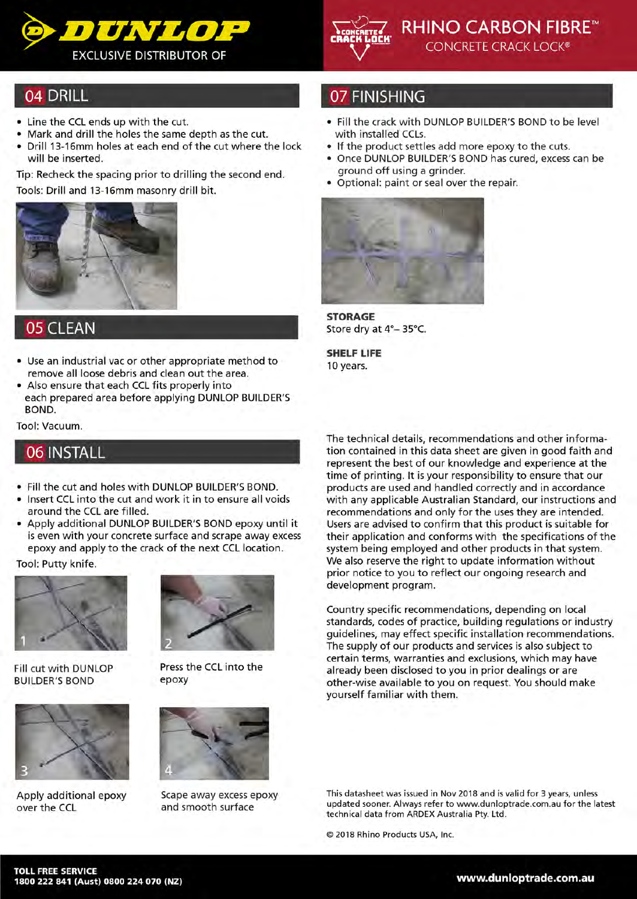# 04 DRILL

- Line the CCL ends up with the cut.
- Mark and drill the holes the same depth as the cut.
- Drill 13-16mm holes at each end of the cut where the lock will be inserted.

Tip: Recheck the spacing prior to drilling the second end.

Tools: Drill and 13-16mm masonry drill bit.

# 05 CLEAN

- Use an industrial vac or other appropriate method to remove all loose debris and clean out the area.
- Also ensure that each CCL fits properly into each prepared area before applying DUNLOP BUILDER'S BOND.

Tool: Vacuum.

# 06 INSTALL

- Fill the cut and holes with DUNLOP BUILDER'S BOND.
- Insert CCL into the cut and work it in to ensure all voids around the CCL are filled.
- Apply additional DUNLOP BUILDER'S BOND epoxy until it is even with your concrete surface and scrape away excess epoxy and apply to the crack of the next CCL location.

Tool: Putty knife.

1 Fill cut with DUNLOP BUILDER'S BOND

2 Press the CCL into the epoxy

3 Apply additional epoxy over the CCL

4 Scape away excess epoxy and smooth surface

# 07 FINISHING

- Fill the crack with DUNLOP BUILDER'S BOND to be level with installed CCLs.
- If the product settles add more epoxy to the cuts.
- Once DUNLOP BUILDER'S BOND has cured, excess can be ground off using a grinder.
- Optional: paint or seal over the repair.

**STORAGE**

Store dry at 4°– 35°C.

**SHELF LIFE**

10 years.

The technical details, recommendations and other information contained in this data sheet are given in good faith and represent the best of our knowledge and experience at the time of printing. It is your responsibility to ensure that our products are used and handled correctly and in accordance with any applicable Australian Standard, our instructions and recommendations and only for the uses they are intended. Users are advised to confirm that this product is suitable for their application and conforms with the specifications of the system being employed and other products in that system. We also reserve the right to update information without prior notice to you to reflect our ongoing research and development program.

Country specific recommendations, depending on local standards, codes of practice, building regulations or industry guidelines, may effect specific installation recommendations. The supply of our products and services is also subject to certain terms, warranties and exclusions, which may have already been disclosed to you in prior dealings or are other-wise available to you on request. You should make yourself familiar with them.

This datasheet was issued in Nov 2018 and is valid for 3 years, unless updated sooner. Always refer to www.dunloptrade.com.au for the latest technical data from ARDEX Australia Pty. Ltd.

© 2018 Rhino Products USA, Inc.

**TOLL FREE SERVICE**
**1800 222 841 (Aust) 0800 224 070 (NZ)**

**www.dunloptrade.com.au**